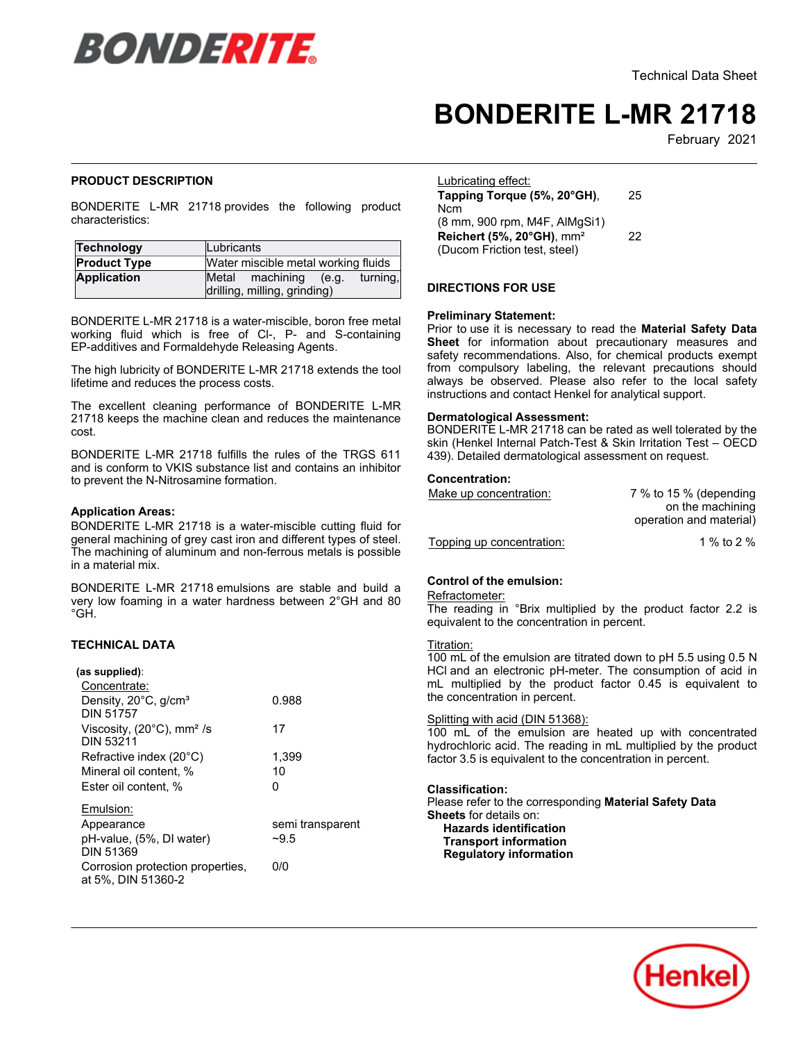Technical Data Sheet

# BONDERITE L-MR 21718

February 2021

## PRODUCT DESCRIPTION

BONDERITE L-MR 21718 provides the following product characteristics:

| | |
|---|---|
| **Technology** | Lubricants |
| **Product Type** | Water miscible metal working fluids |
| **Application** | Metal machining (e.g. turning, drilling, milling, grinding) |

BONDERITE L-MR 21718 is a water-miscible, boron free metal working fluid which is free of Cl-, P- and S-containing EP-additives and Formaldehyde Releasing Agents.

The high lubricity of BONDERITE L-MR 21718 extends the tool lifetime and reduces the process costs.

The excellent cleaning performance of BONDERITE L-MR 21718 keeps the machine clean and reduces the maintenance cost.

BONDERITE L-MR 21718 fulfills the rules of the TRGS 611 and is conform to VKIS substance list and contains an inhibitor to prevent the N-Nitrosamine formation.

**Application Areas:**
BONDERITE L-MR 21718 is a water-miscible cutting fluid for general machining of grey cast iron and different types of steel. The machining of aluminum and non-ferrous metals is possible in a material mix.

BONDERITE L-MR 21718 emulsions are stable and build a very low foaming in a water hardness between 2°GH and 80 °GH.

## TECHNICAL DATA

**(as supplied)**:

Concentrate:

| | |
|---|---|
| Density, 20°C, g/cm³ DIN 51757 | 0.988 |
| Viscosity, (20°C), mm² /s DIN 53211 | 17 |
| Refractive index (20°C) | 1,399 |
| Mineral oil content, % | 10 |
| Ester oil content, % | 0 |

Emulsion:

| | |
|---|---|
| Appearance | semi transparent |
| pH-value, (5%, DI water) DIN 51369 | ~9.5 |
| Corrosion protection properties, at 5%, DIN 51360-2 | 0/0 |

Lubricating effect:

| | |
|---|---|
| **Tapping Torque (5%, 20°GH)**, Ncm (8 mm, 900 rpm, M4F, AlMgSi1) | 25 |
| **Reichert (5%, 20°GH)**, mm² (Ducom Friction test, steel) | 22 |

## DIRECTIONS FOR USE

**Preliminary Statement:**
Prior to use it is necessary to read the **Material Safety Data Sheet** for information about precautionary measures and safety recommendations. Also, for chemical products exempt from compulsory labeling, the relevant precautions should always be observed. Please also refer to the local safety instructions and contact Henkel for analytical support.

**Dermatological Assessment:**
BONDERITE L-MR 21718 can be rated as well tolerated by the skin (Henkel Internal Patch-Test & Skin Irritation Test – OECD 439). Detailed dermatological assessment on request.

**Concentration:**

| | |
|---|---|
| Make up concentration: | 7 % to 15 % (depending on the machining operation and material) |
| Topping up concentration: | 1 % to 2 % |

**Control of the emulsion:**

Refractometer:
The reading in °Brix multiplied by the product factor 2.2 is equivalent to the concentration in percent.

Titration:
100 mL of the emulsion are titrated down to pH 5.5 using 0.5 N HCl and an electronic pH-meter. The consumption of acid in mL multiplied by the product factor 0.45 is equivalent to the concentration in percent.

Splitting with acid (DIN 51368):
100 mL of the emulsion are heated up with concentrated hydrochloric acid. The reading in mL multiplied by the product factor 3.5 is equivalent to the concentration in percent.

**Classification:**
Please refer to the corresponding **Material Safety Data Sheets** for details on:

- **Hazards identification**
- **Transport information**
- **Regulatory information**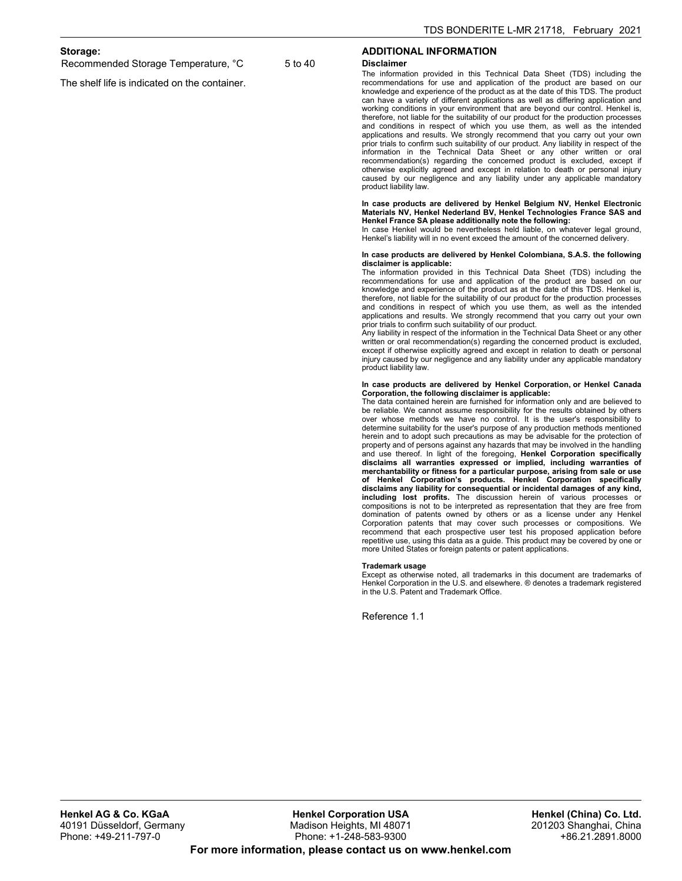**Storage:**

| | |
|---|---|
| Recommended Storage Temperature, °C | 5 to 40 |

The shelf life is indicated on the container.

## ADDITIONAL INFORMATION

**Disclaimer**

The information provided in this Technical Data Sheet (TDS) including the recommendations for use and application of the product are based on our knowledge and experience of the product as at the date of this TDS. The product can have a variety of different applications as well as differing application and working conditions in your environment that are beyond our control. Henkel is, therefore, not liable for the suitability of our product for the production processes and conditions in respect of which you use them, as well as the intended applications and results. We strongly recommend that you carry out your own prior trials to confirm such suitability of our product. Any liability in respect of the information in the Technical Data Sheet or any other written or oral recommendation(s) regarding the concerned product is excluded, except if otherwise explicitly agreed and except in relation to death or personal injury caused by our negligence and any liability under any applicable mandatory product liability law.

**In case products are delivered by Henkel Belgium NV, Henkel Electronic Materials NV, Henkel Nederland BV, Henkel Technologies France SAS and Henkel France SA please additionally note the following:**
In case Henkel would be nevertheless held liable, on whatever legal ground, Henkel's liability will in no event exceed the amount of the concerned delivery.

**In case products are delivered by Henkel Colombiana, S.A.S. the following disclaimer is applicable:**
The information provided in this Technical Data Sheet (TDS) including the recommendations for use and application of the product are based on our knowledge and experience of the product as at the date of this TDS. Henkel is, therefore, not liable for the suitability of our product for the production processes and conditions in respect of which you use them, as well as the intended applications and results. We strongly recommend that you carry out your own prior trials to confirm such suitability of our product.
Any liability in respect of the information in the Technical Data Sheet or any other written or oral recommendation(s) regarding the concerned product is excluded, except if otherwise explicitly agreed and except in relation to death or personal injury caused by our negligence and any liability under any applicable mandatory product liability law.

**In case products are delivered by Henkel Corporation, or Henkel Canada Corporation, the following disclaimer is applicable:**
The data contained herein are furnished for information only and are believed to be reliable. We cannot assume responsibility for the results obtained by others over whose methods we have no control. It is the user's responsibility to determine suitability for the user's purpose of any production methods mentioned herein and to adopt such precautions as may be advisable for the protection of property and of persons against any hazards that may be involved in the handling and use thereof. In light of the foregoing, **Henkel Corporation specifically disclaims all warranties expressed or implied, including warranties of merchantability or fitness for a particular purpose, arising from sale or use of Henkel Corporation's products. Henkel Corporation specifically disclaims any liability for consequential or incidental damages of any kind, including lost profits.** The discussion herein of various processes or compositions is not to be interpreted as representation that they are free from domination of patents owned by others or as a license under any Henkel Corporation patents that may cover such processes or compositions. We recommend that each prospective user test his proposed application before repetitive use, using this data as a guide. This product may be covered by one or more United States or foreign patents or patent applications.

**Trademark usage**
Except as otherwise noted, all trademarks in this document are trademarks of Henkel Corporation in the U.S. and elsewhere. ® denotes a trademark registered in the U.S. Patent and Trademark Office.

Reference 1.1

**Henkel AG & Co. KGaA**
40191 Düsseldorf, Germany
Phone: +49-211-797-0

**Henkel Corporation USA**
Madison Heights, MI 48071
Phone: +1-248-583-9300

**Henkel (China) Co. Ltd.**
201203 Shanghai, China
+86.21.2891.8000

**For more information, please contact us on www.henkel.com**